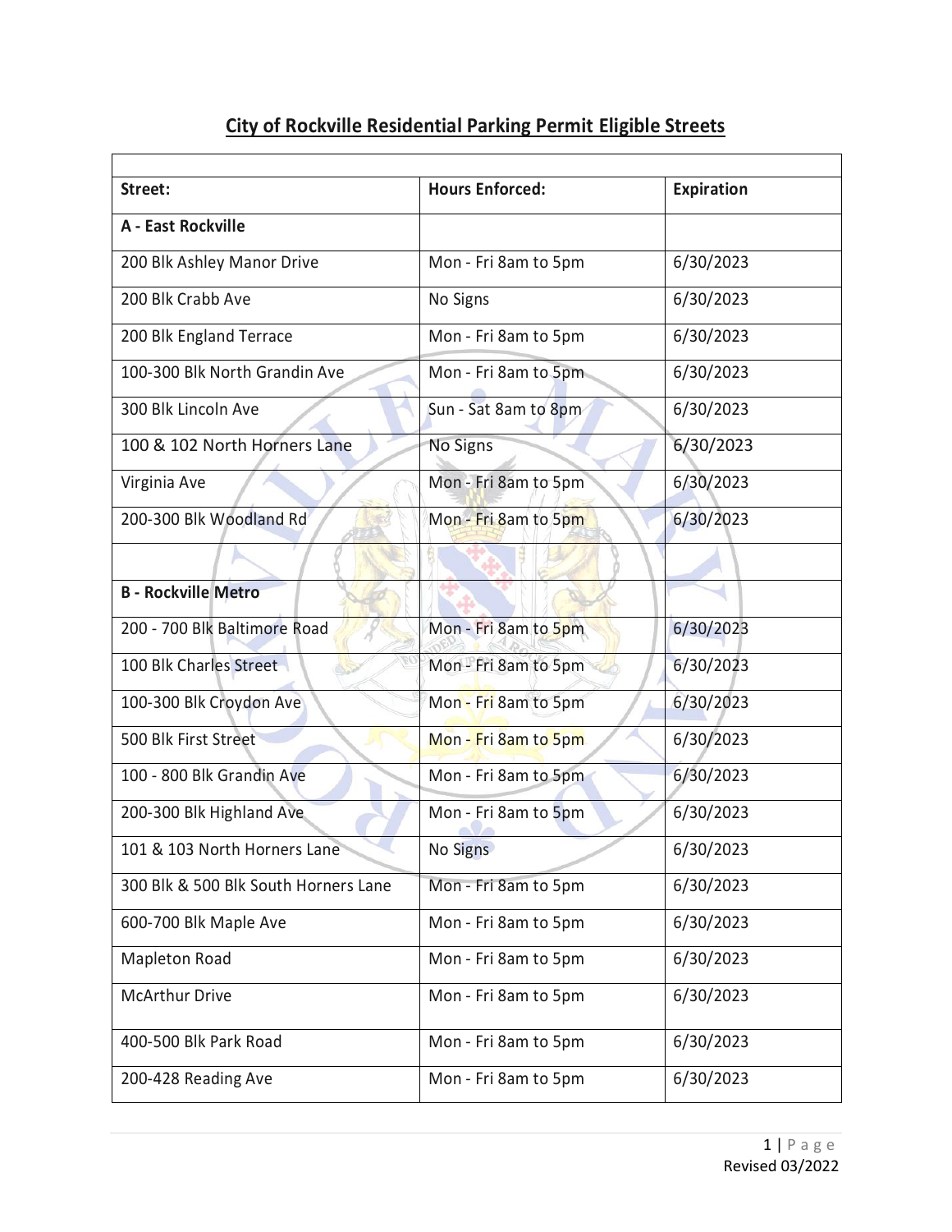# City of Rockville Residential Parking Permit Eligible Streets

| Street: | Hours Enforced: | Expiration |
|---|---|---|
| **A - East Rockville** | | |
| 200 Blk Ashley Manor Drive | Mon - Fri 8am to 5pm | 6/30/2023 |
| 200 Blk Crabb Ave | No Signs | 6/30/2023 |
| 200 Blk England Terrace | Mon - Fri 8am to 5pm | 6/30/2023 |
| 100-300 Blk North Grandin Ave | Mon - Fri 8am to 5pm | 6/30/2023 |
| 300 Blk Lincoln Ave | Sun - Sat 8am to 8pm | 6/30/2023 |
| 100 & 102 North Horners Lane | No Signs | 6/30/2023 |
| Virginia Ave | Mon - Fri 8am to 5pm | 6/30/2023 |
| 200-300 Blk Woodland Rd | Mon - Fri 8am to 5pm | 6/30/2023 |
| | | |
| **B - Rockville Metro** | | |
| 200 - 700 Blk Baltimore Road | Mon - Fri 8am to 5pm | 6/30/2023 |
| 100 Blk Charles Street | Mon - Fri 8am to 5pm | 6/30/2023 |
| 100-300 Blk Croydon Ave | Mon - Fri 8am to 5pm | 6/30/2023 |
| 500 Blk First Street | Mon - Fri 8am to 5pm | 6/30/2023 |
| 100 - 800 Blk Grandin Ave | Mon - Fri 8am to 5pm | 6/30/2023 |
| 200-300 Blk Highland Ave | Mon - Fri 8am to 5pm | 6/30/2023 |
| 101 & 103 North Horners Lane | No Signs | 6/30/2023 |
| 300 Blk & 500 Blk South Horners Lane | Mon - Fri 8am to 5pm | 6/30/2023 |
| 600-700 Blk Maple Ave | Mon - Fri 8am to 5pm | 6/30/2023 |
| Mapleton Road | Mon - Fri 8am to 5pm | 6/30/2023 |
| McArthur Drive | Mon - Fri 8am to 5pm | 6/30/2023 |
| 400-500 Blk Park Road | Mon - Fri 8am to 5pm | 6/30/2023 |
| 200-428 Reading Ave | Mon - Fri 8am to 5pm | 6/30/2023 |

Revised 03/2022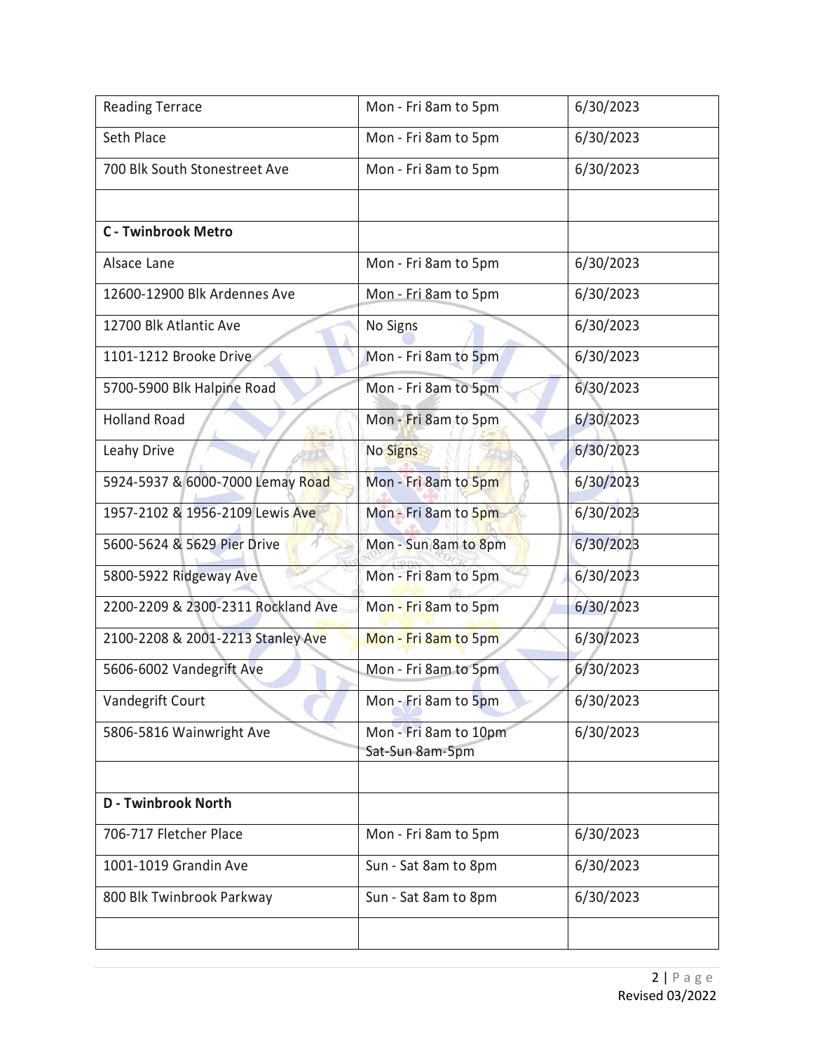| | | |
|---|---|---|
| Reading Terrace | Mon - Fri 8am to 5pm | 6/30/2023 |
| Seth Place | Mon - Fri 8am to 5pm | 6/30/2023 |
| 700 Blk South Stonestreet Ave | Mon - Fri 8am to 5pm | 6/30/2023 |
| | | |
| **C - Twinbrook Metro** | | |
| Alsace Lane | Mon - Fri 8am to 5pm | 6/30/2023 |
| 12600-12900 Blk Ardennes Ave | Mon - Fri 8am to 5pm | 6/30/2023 |
| 12700 Blk Atlantic Ave | No Signs | 6/30/2023 |
| 1101-1212 Brooke Drive | Mon - Fri 8am to 5pm | 6/30/2023 |
| 5700-5900 Blk Halpine Road | Mon - Fri 8am to 5pm | 6/30/2023 |
| Holland Road | Mon - Fri 8am to 5pm | 6/30/2023 |
| Leahy Drive | No Signs | 6/30/2023 |
| 5924-5937 & 6000-7000 Lemay Road | Mon - Fri 8am to 5pm | 6/30/2023 |
| 1957-2102 & 1956-2109 Lewis Ave | Mon - Fri 8am to 5pm | 6/30/2023 |
| 5600-5624 & 5629 Pier Drive | Mon - Sun 8am to 8pm | 6/30/2023 |
| 5800-5922 Ridgeway Ave | Mon - Fri 8am to 5pm | 6/30/2023 |
| 2200-2209 & 2300-2311 Rockland Ave | Mon - Fri 8am to 5pm | 6/30/2023 |
| 2100-2208 & 2001-2213 Stanley Ave | Mon - Fri 8am to 5pm | 6/30/2023 |
| 5606-6002 Vandegrift Ave | Mon - Fri 8am to 5pm | 6/30/2023 |
| Vandegrift Court | Mon - Fri 8am to 5pm | 6/30/2023 |
| 5806-5816 Wainwright Ave | Mon - Fri 8am to 10pm<br>Sat-Sun 8am-5pm | 6/30/2023 |
| | | |
| **D - Twinbrook North** | | |
| 706-717 Fletcher Place | Mon - Fri 8am to 5pm | 6/30/2023 |
| 1001-1019 Grandin Ave | Sun - Sat 8am to 8pm | 6/30/2023 |
| 800 Blk Twinbrook Parkway | Sun - Sat 8am to 8pm | 6/30/2023 |
| | | |

Revised 03/2022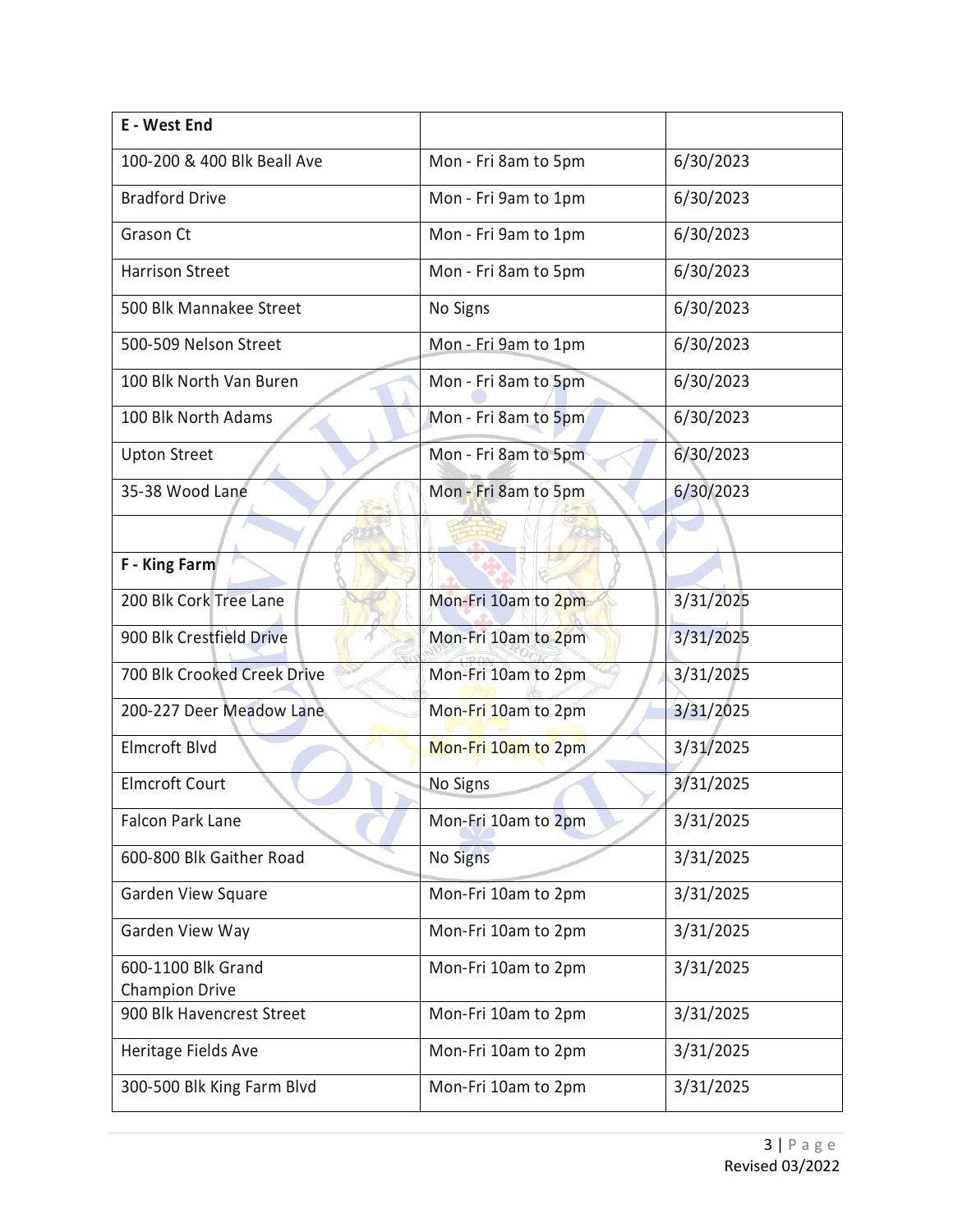| **E - West End** | | |
|---|---|---|
| 100-200 & 400 Blk Beall Ave | Mon - Fri 8am to 5pm | 6/30/2023 |
| Bradford Drive | Mon - Fri 9am to 1pm | 6/30/2023 |
| Grason Ct | Mon - Fri 9am to 1pm | 6/30/2023 |
| Harrison Street | Mon - Fri 8am to 5pm | 6/30/2023 |
| 500 Blk Mannakee Street | No Signs | 6/30/2023 |
| 500-509 Nelson Street | Mon - Fri 9am to 1pm | 6/30/2023 |
| 100 Blk North Van Buren | Mon - Fri 8am to 5pm | 6/30/2023 |
| 100 Blk North Adams | Mon - Fri 8am to 5pm | 6/30/2023 |
| Upton Street | Mon - Fri 8am to 5pm | 6/30/2023 |
| 35-38 Wood Lane | Mon - Fri 8am to 5pm | 6/30/2023 |
| | | |
| **F - King Farm** | | |
| 200 Blk Cork Tree Lane | Mon-Fri 10am to 2pm | 3/31/2025 |
| 900 Blk Crestfield Drive | Mon-Fri 10am to 2pm | 3/31/2025 |
| 700 Blk Crooked Creek Drive | Mon-Fri 10am to 2pm | 3/31/2025 |
| 200-227 Deer Meadow Lane | Mon-Fri 10am to 2pm | 3/31/2025 |
| Elmcroft Blvd | Mon-Fri 10am to 2pm | 3/31/2025 |
| Elmcroft Court | No Signs | 3/31/2025 |
| Falcon Park Lane | Mon-Fri 10am to 2pm | 3/31/2025 |
| 600-800 Blk Gaither Road | No Signs | 3/31/2025 |
| Garden View Square | Mon-Fri 10am to 2pm | 3/31/2025 |
| Garden View Way | Mon-Fri 10am to 2pm | 3/31/2025 |
| 600-1100 Blk Grand Champion Drive | Mon-Fri 10am to 2pm | 3/31/2025 |
| 900 Blk Havencrest Street | Mon-Fri 10am to 2pm | 3/31/2025 |
| Heritage Fields Ave | Mon-Fri 10am to 2pm | 3/31/2025 |
| 300-500 Blk King Farm Blvd | Mon-Fri 10am to 2pm | 3/31/2025 |

Revised 03/2022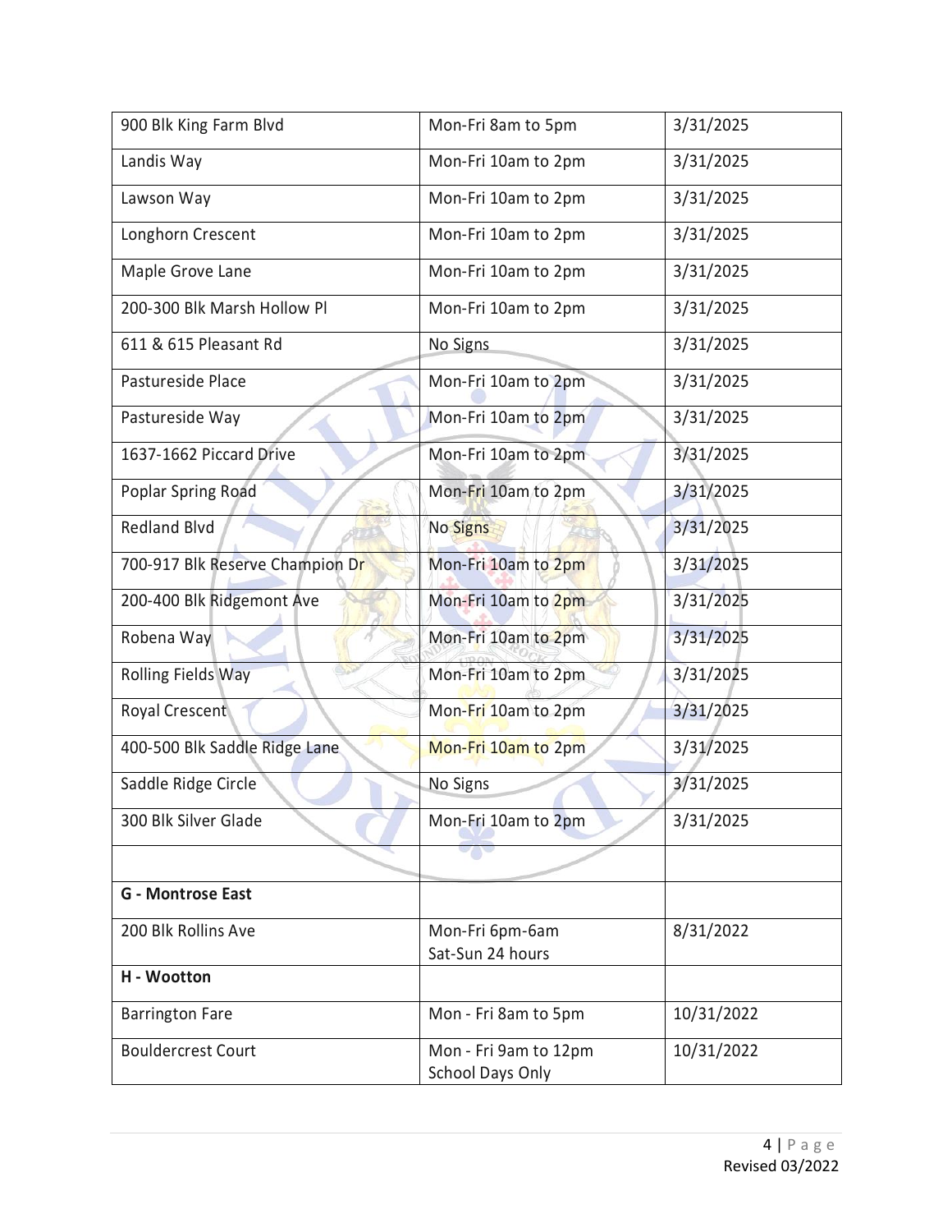| | | |
|---|---|---|
| 900 Blk King Farm Blvd | Mon-Fri 8am to 5pm | 3/31/2025 |
| Landis Way | Mon-Fri 10am to 2pm | 3/31/2025 |
| Lawson Way | Mon-Fri 10am to 2pm | 3/31/2025 |
| Longhorn Crescent | Mon-Fri 10am to 2pm | 3/31/2025 |
| Maple Grove Lane | Mon-Fri 10am to 2pm | 3/31/2025 |
| 200-300 Blk Marsh Hollow Pl | Mon-Fri 10am to 2pm | 3/31/2025 |
| 611 & 615 Pleasant Rd | No Signs | 3/31/2025 |
| Pastureside Place | Mon-Fri 10am to 2pm | 3/31/2025 |
| Pastureside Way | Mon-Fri 10am to 2pm | 3/31/2025 |
| 1637-1662 Piccard Drive | Mon-Fri 10am to 2pm | 3/31/2025 |
| Poplar Spring Road | Mon-Fri 10am to 2pm | 3/31/2025 |
| Redland Blvd | No Signs | 3/31/2025 |
| 700-917 Blk Reserve Champion Dr | Mon-Fri 10am to 2pm | 3/31/2025 |
| 200-400 Blk Ridgemont Ave | Mon-Fri 10am to 2pm | 3/31/2025 |
| Robena Way | Mon-Fri 10am to 2pm | 3/31/2025 |
| Rolling Fields Way | Mon-Fri 10am to 2pm | 3/31/2025 |
| Royal Crescent | Mon-Fri 10am to 2pm | 3/31/2025 |
| 400-500 Blk Saddle Ridge Lane | Mon-Fri 10am to 2pm | 3/31/2025 |
| Saddle Ridge Circle | No Signs | 3/31/2025 |
| 300 Blk Silver Glade | Mon-Fri 10am to 2pm | 3/31/2025 |
| | | |
| **G - Montrose East** | | |
| 200 Blk Rollins Ave | Mon-Fri 6pm-6am<br>Sat-Sun 24 hours | 8/31/2022 |
| **H - Wootton** | | |
| Barrington Fare | Mon - Fri 8am to 5pm | 10/31/2022 |
| Bouldercrest Court | Mon - Fri 9am to 12pm<br>School Days Only | 10/31/2022 |

Revised 03/2022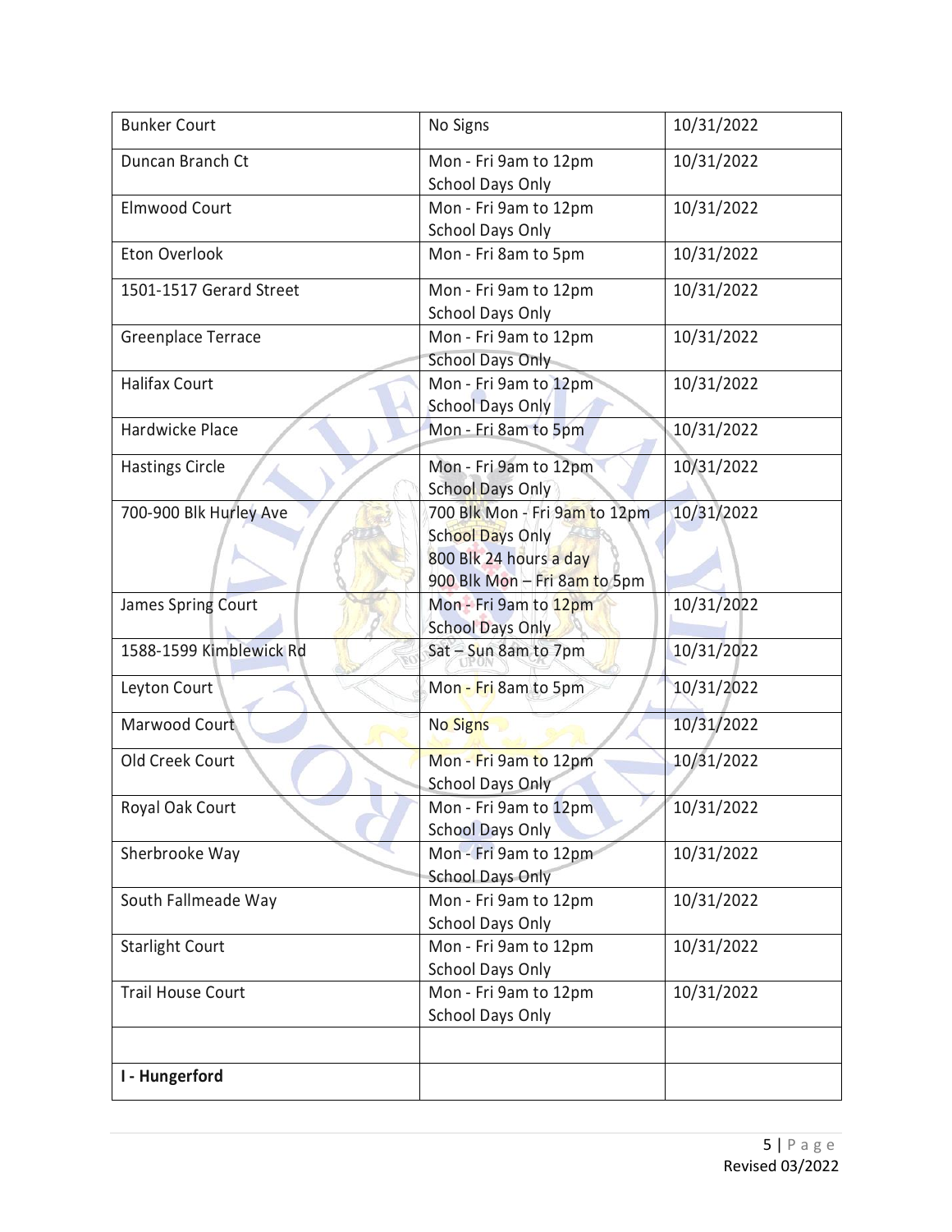| Bunker Court | No Signs | 10/31/2022 |
|---|---|---|
| Duncan Branch Ct | Mon - Fri 9am to 12pm<br>School Days Only | 10/31/2022 |
| Elmwood Court | Mon - Fri 9am to 12pm<br>School Days Only | 10/31/2022 |
| Eton Overlook | Mon - Fri 8am to 5pm | 10/31/2022 |
| 1501-1517 Gerard Street | Mon - Fri 9am to 12pm<br>School Days Only | 10/31/2022 |
| Greenplace Terrace | Mon - Fri 9am to 12pm<br>School Days Only | 10/31/2022 |
| Halifax Court | Mon - Fri 9am to 12pm<br>School Days Only | 10/31/2022 |
| Hardwicke Place | Mon - Fri 8am to 5pm | 10/31/2022 |
| Hastings Circle | Mon - Fri 9am to 12pm<br>School Days Only | 10/31/2022 |
| 700-900 Blk Hurley Ave | 700 Blk Mon - Fri 9am to 12pm<br>School Days Only<br>800 Blk 24 hours a day<br>900 Blk Mon – Fri 8am to 5pm | 10/31/2022 |
| James Spring Court | Mon - Fri 9am to 12pm<br>School Days Only | 10/31/2022 |
| 1588-1599 Kimblewick Rd | Sat – Sun 8am to 7pm | 10/31/2022 |
| Leyton Court | Mon - Fri 8am to 5pm | 10/31/2022 |
| Marwood Court | No Signs | 10/31/2022 |
| Old Creek Court | Mon - Fri 9am to 12pm<br>School Days Only | 10/31/2022 |
| Royal Oak Court | Mon - Fri 9am to 12pm<br>School Days Only | 10/31/2022 |
| Sherbrooke Way | Mon - Fri 9am to 12pm<br>School Days Only | 10/31/2022 |
| South Fallmeade Way | Mon - Fri 9am to 12pm<br>School Days Only | 10/31/2022 |
| Starlight Court | Mon - Fri 9am to 12pm<br>School Days Only | 10/31/2022 |
| Trail House Court | Mon - Fri 9am to 12pm<br>School Days Only | 10/31/2022 |
| | | |
| **I - Hungerford** | | |

Revised 03/2022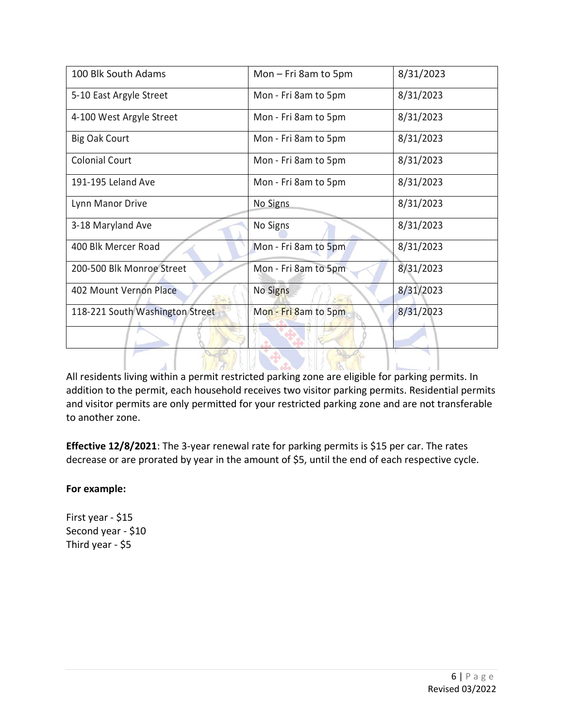| | | |
|---|---|---|
| 100 Blk South Adams | Mon – Fri 8am to 5pm | 8/31/2023 |
| 5-10 East Argyle Street | Mon - Fri 8am to 5pm | 8/31/2023 |
| 4-100 West Argyle Street | Mon - Fri 8am to 5pm | 8/31/2023 |
| Big Oak Court | Mon - Fri 8am to 5pm | 8/31/2023 |
| Colonial Court | Mon - Fri 8am to 5pm | 8/31/2023 |
| 191-195 Leland Ave | Mon - Fri 8am to 5pm | 8/31/2023 |
| Lynn Manor Drive | No Signs | 8/31/2023 |
| 3-18 Maryland Ave | No Signs | 8/31/2023 |
| 400 Blk Mercer Road | Mon - Fri 8am to 5pm | 8/31/2023 |
| 200-500 Blk Monroe Street | Mon - Fri 8am to 5pm | 8/31/2023 |
| 402 Mount Vernon Place | No Signs | 8/31/2023 |
| 118-221 South Washington Street | Mon - Fri 8am to 5pm | 8/31/2023 |
| | | |

All residents living within a permit restricted parking zone are eligible for parking permits. In addition to the permit, each household receives two visitor parking permits. Residential permits and visitor permits are only permitted for your restricted parking zone and are not transferable to another zone.

**Effective 12/8/2021**: The 3-year renewal rate for parking permits is $15 per car. The rates decrease or are prorated by year in the amount of $5, until the end of each respective cycle.

**For example:**

First year - $15
Second year - $10
Third year - $5